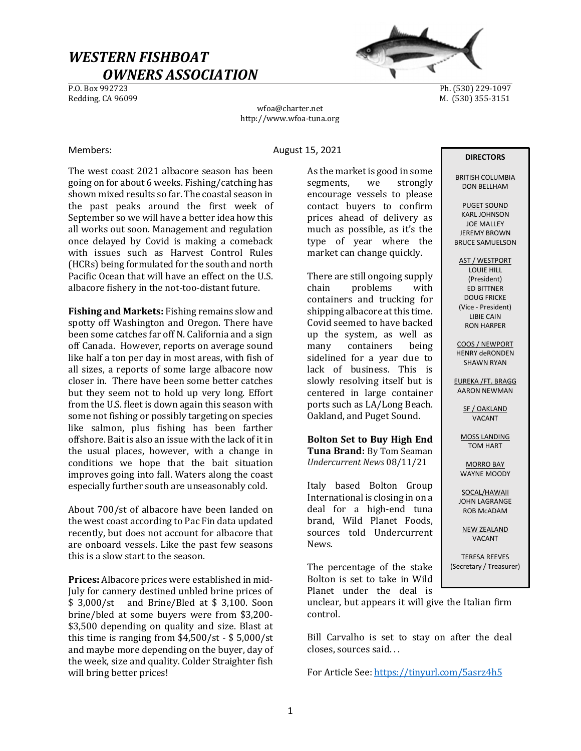# *WESTERN FISHBOAT OWNERS ASSOCIATION*

P.O. Box 992723
Redding, CA 96099

Ph. (530) 229-1097
M. (530) 355-3151

wfoa@charter.net
http://www.wfoa-tuna.org

Members:

August 15, 2021

The west coast 2021 albacore season has been going on for about 6 weeks. Fishing/catching has shown mixed results so far. The coastal season in the past peaks around the first week of September so we will have a better idea how this all works out soon. Management and regulation once delayed by Covid is making a comeback with issues such as Harvest Control Rules (HCRs) being formulated for the south and north Pacific Ocean that will have an effect on the U.S. albacore fishery in the not-too-distant future.

**Fishing and Markets:** Fishing remains slow and spotty off Washington and Oregon. There have been some catches far off N. California and a sign off Canada. However, reports on average sound like half a ton per day in most areas, with fish of all sizes, a reports of some large albacore now closer in. There have been some better catches but they seem not to hold up very long. Effort from the U.S. fleet is down again this season with some not fishing or possibly targeting on species like salmon, plus fishing has been farther offshore. Bait is also an issue with the lack of it in the usual places, however, with a change in conditions we hope that the bait situation improves going into fall. Waters along the coast especially further south are unseasonably cold.

About 700/st of albacore have been landed on the west coast according to Pac Fin data updated recently, but does not account for albacore that are onboard vessels. Like the past few seasons this is a slow start to the season.

**Prices:** Albacore prices were established in mid-July for cannery destined unbled brine prices of $ 3,000/st and Brine/Bled at $ 3,100. Soon brine/bled at some buyers were from $3,200-$3,500 depending on quality and size. Blast at this time is ranging from $4,500/st - $ 5,000/st and maybe more depending on the buyer, day of the week, size and quality. Colder Straighter fish will bring better prices!

As the market is good in some segments, we strongly encourage vessels to please contact buyers to confirm prices ahead of delivery as much as possible, as it's the type of year where the market can change quickly.

There are still ongoing supply chain problems with containers and trucking for shipping albacore at this time. Covid seemed to have backed up the system, as well as many containers being sidelined for a year due to lack of business. This is slowly resolving itself but is centered in large container ports such as LA/Long Beach. Oakland, and Puget Sound.

**Bolton Set to Buy High End Tuna Brand:** By Tom Seaman *Undercurrent News* 08/11/21

Italy based Bolton Group International is closing in on a deal for a high-end tuna brand, Wild Planet Foods, sources told Undercurrent News.

The percentage of the stake Bolton is set to take in Wild Planet under the deal is unclear, but appears it will give the Italian firm control.

Bill Carvalho is set to stay on after the deal closes, sources said. . .

For Article See: https://tinyurl.com/5asrz4h5

**DIRECTORS**

BRITISH COLUMBIA
DON BELLHAM

PUGET SOUND
KARL JOHNSON
JOE MALLEY
JEREMY BROWN
BRUCE SAMUELSON

AST / WESTPORT
LOUIE HILL (President)
ED BITTNER
DOUG FRICKE (Vice - President)
LIBIE CAIN
RON HARPER

COOS / NEWPORT
HENRY deRONDEN
SHAWN RYAN

EUREKA /FT. BRAGG
AARON NEWMAN

SF / OAKLAND
VACANT

MOSS LANDING
TOM HART

MORRO BAY
WAYNE MOODY

SOCAL/HAWAII
JOHN LAGRANGE
ROB McADAM

NEW ZEALAND
VACANT

TERESA REEVES
(Secretary / Treasurer)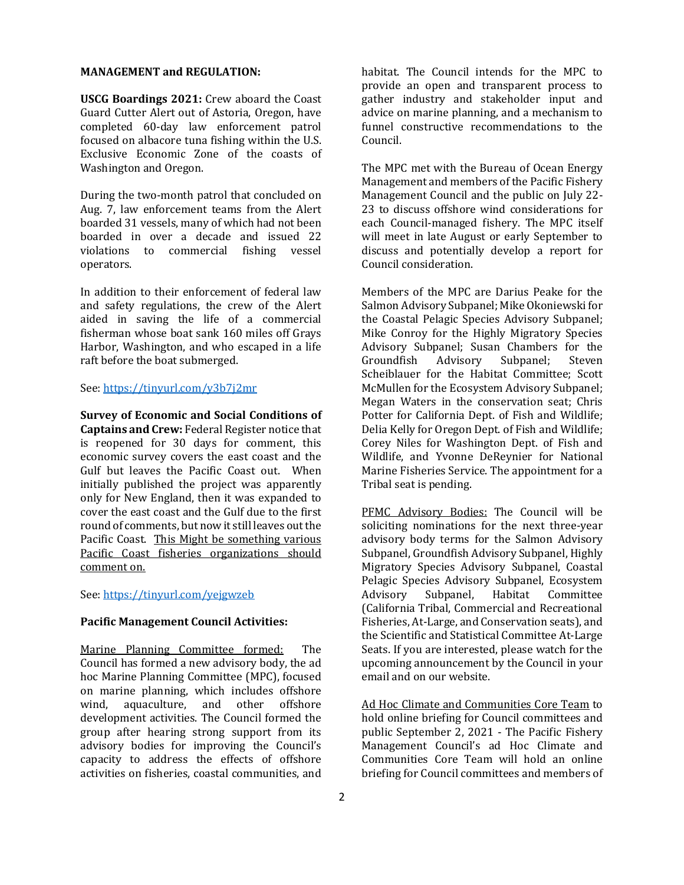**MANAGEMENT and REGULATION:**

**USCG Boardings 2021:** Crew aboard the Coast Guard Cutter Alert out of Astoria, Oregon, have completed 60-day law enforcement patrol focused on albacore tuna fishing within the U.S. Exclusive Economic Zone of the coasts of Washington and Oregon.

During the two-month patrol that concluded on Aug. 7, law enforcement teams from the Alert boarded 31 vessels, many of which had not been boarded in over a decade and issued 22 violations to commercial fishing vessel operators.

In addition to their enforcement of federal law and safety regulations, the crew of the Alert aided in saving the life of a commercial fisherman whose boat sank 160 miles off Grays Harbor, Washington, and who escaped in a life raft before the boat submerged.

See: https://tinyurl.com/y3b7j2mr

**Survey of Economic and Social Conditions of Captains and Crew:** Federal Register notice that is reopened for 30 days for comment, this economic survey covers the east coast and the Gulf but leaves the Pacific Coast out. When initially published the project was apparently only for New England, then it was expanded to cover the east coast and the Gulf due to the first round of comments, but now it still leaves out the Pacific Coast. <u>This Might be something various Pacific Coast fisheries organizations should comment on.</u>

See: https://tinyurl.com/yejgwzeb

**Pacific Management Council Activities:**

<u>Marine Planning Committee formed:</u> The Council has formed a new advisory body, the ad hoc Marine Planning Committee (MPC), focused on marine planning, which includes offshore wind, aquaculture, and other offshore development activities. The Council formed the group after hearing strong support from its advisory bodies for improving the Council's capacity to address the effects of offshore activities on fisheries, coastal communities, and habitat. The Council intends for the MPC to provide an open and transparent process to gather industry and stakeholder input and advice on marine planning, and a mechanism to funnel constructive recommendations to the Council.

The MPC met with the Bureau of Ocean Energy Management and members of the Pacific Fishery Management Council and the public on July 22-23 to discuss offshore wind considerations for each Council-managed fishery. The MPC itself will meet in late August or early September to discuss and potentially develop a report for Council consideration.

Members of the MPC are Darius Peake for the Salmon Advisory Subpanel; Mike Okoniewski for the Coastal Pelagic Species Advisory Subpanel; Mike Conroy for the Highly Migratory Species Advisory Subpanel; Susan Chambers for the Groundfish Advisory Subpanel; Steven Scheiblauer for the Habitat Committee; Scott McMullen for the Ecosystem Advisory Subpanel; Megan Waters in the conservation seat; Chris Potter for California Dept. of Fish and Wildlife; Delia Kelly for Oregon Dept. of Fish and Wildlife; Corey Niles for Washington Dept. of Fish and Wildlife, and Yvonne DeReynier for National Marine Fisheries Service. The appointment for a Tribal seat is pending.

<u>PFMC Advisory Bodies:</u> The Council will be soliciting nominations for the next three-year advisory body terms for the Salmon Advisory Subpanel, Groundfish Advisory Subpanel, Highly Migratory Species Advisory Subpanel, Coastal Pelagic Species Advisory Subpanel, Ecosystem Advisory Subpanel, Habitat Committee (California Tribal, Commercial and Recreational Fisheries, At-Large, and Conservation seats), and the Scientific and Statistical Committee At-Large Seats. If you are interested, please watch for the upcoming announcement by the Council in your email and on our website.

<u>Ad Hoc Climate and Communities Core Team</u> to hold online briefing for Council committees and public September 2, 2021 - The Pacific Fishery Management Council's ad Hoc Climate and Communities Core Team will hold an online briefing for Council committees and members of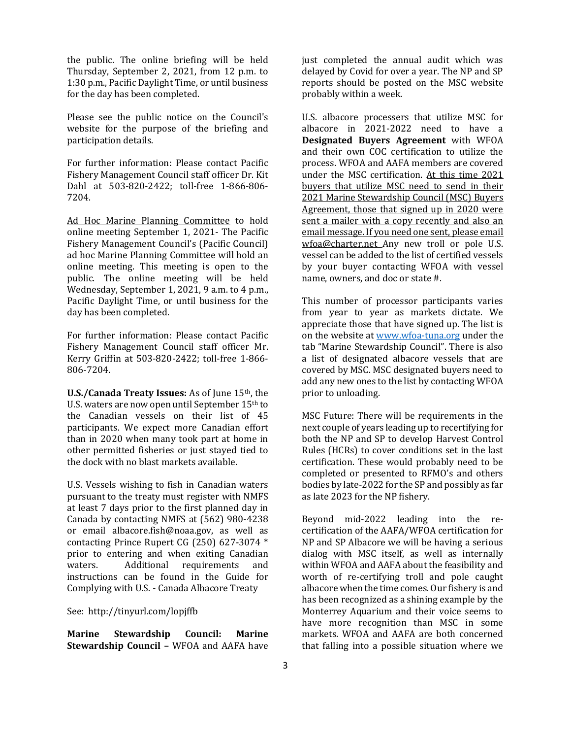the public. The online briefing will be held Thursday, September 2, 2021, from 12 p.m. to 1:30 p.m., Pacific Daylight Time, or until business for the day has been completed.

Please see the public notice on the Council's website for the purpose of the briefing and participation details.

For further information: Please contact Pacific Fishery Management Council staff officer Dr. Kit Dahl at 503-820-2422; toll-free 1-866-806-7204.

Ad Hoc Marine Planning Committee to hold online meeting September 1, 2021- The Pacific Fishery Management Council's (Pacific Council) ad hoc Marine Planning Committee will hold an online meeting. This meeting is open to the public. The online meeting will be held Wednesday, September 1, 2021, 9 a.m. to 4 p.m., Pacific Daylight Time, or until business for the day has been completed.

For further information: Please contact Pacific Fishery Management Council staff officer Mr. Kerry Griffin at 503-820-2422; toll-free 1-866-806-7204.

**U.S./Canada Treaty Issues:** As of June 15th, the U.S. waters are now open until September 15th to the Canadian vessels on their list of 45 participants. We expect more Canadian effort than in 2020 when many took part at home in other permitted fisheries or just stayed tied to the dock with no blast markets available.

U.S. Vessels wishing to fish in Canadian waters pursuant to the treaty must register with NMFS at least 7 days prior to the first planned day in Canada by contacting NMFS at (562) 980-4238 or email albacore.fish@noaa.gov, as well as contacting Prince Rupert CG (250) 627-3074 * prior to entering and when exiting Canadian waters. Additional requirements and instructions can be found in the Guide for Complying with U.S. - Canada Albacore Treaty

See: http://tinyurl.com/lopjffb

**Marine Stewardship Council: Marine Stewardship Council –** WFOA and AAFA have just completed the annual audit which was delayed by Covid for over a year. The NP and SP reports should be posted on the MSC website probably within a week.

U.S. albacore processers that utilize MSC for albacore in 2021-2022 need to have a **Designated Buyers Agreement** with WFOA and their own COC certification to utilize the process. WFOA and AAFA members are covered under the MSC certification. At this time 2021 buyers that utilize MSC need to send in their 2021 Marine Stewardship Council (MSC) Buyers Agreement, those that signed up in 2020 were sent a mailer with a copy recently and also an email message. If you need one sent, please email wfoa@charter.net Any new troll or pole U.S. vessel can be added to the list of certified vessels by your buyer contacting WFOA with vessel name, owners, and doc or state #.

This number of processor participants varies from year to year as markets dictate. We appreciate those that have signed up. The list is on the website at www.wfoa-tuna.org under the tab "Marine Stewardship Council". There is also a list of designated albacore vessels that are covered by MSC. MSC designated buyers need to add any new ones to the list by contacting WFOA prior to unloading.

MSC Future: There will be requirements in the next couple of years leading up to recertifying for both the NP and SP to develop Harvest Control Rules (HCRs) to cover conditions set in the last certification. These would probably need to be completed or presented to RFMO's and others bodies by late-2022 for the SP and possibly as far as late 2023 for the NP fishery.

Beyond mid-2022 leading into the re-certification of the AAFA/WFOA certification for NP and SP Albacore we will be having a serious dialog with MSC itself, as well as internally within WFOA and AAFA about the feasibility and worth of re-certifying troll and pole caught albacore when the time comes. Our fishery is and has been recognized as a shining example by the Monterrey Aquarium and their voice seems to have more recognition than MSC in some markets. WFOA and AAFA are both concerned that falling into a possible situation where we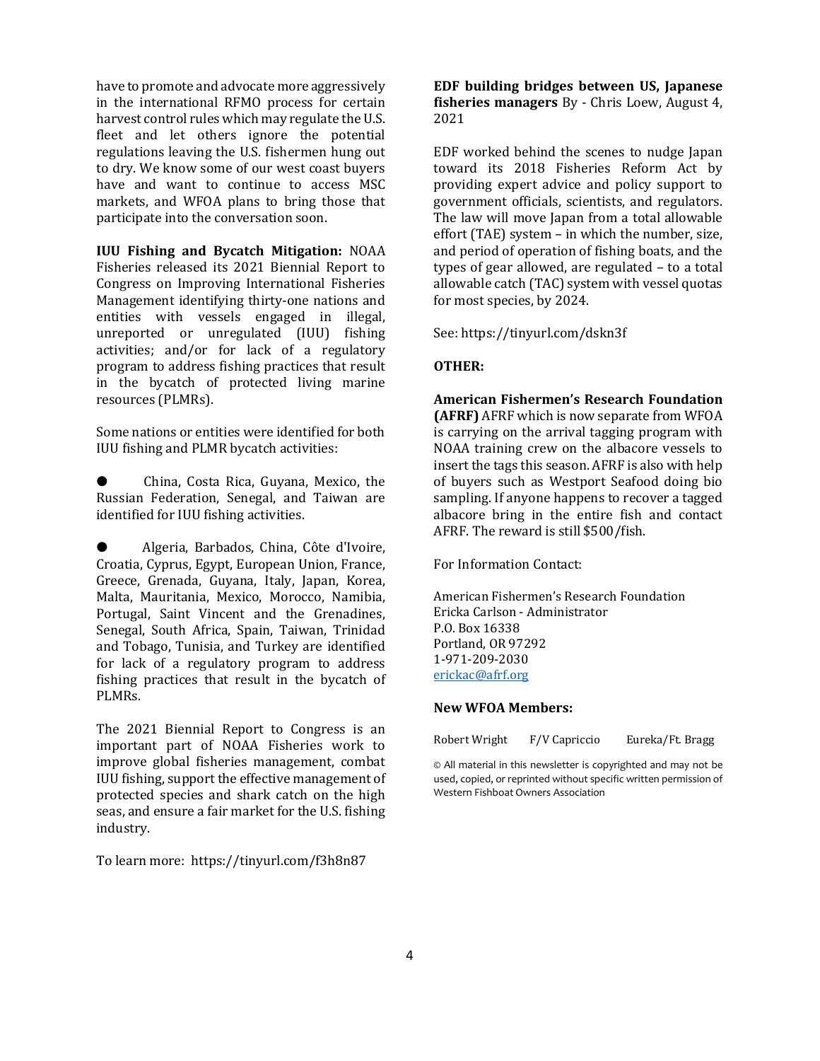have to promote and advocate more aggressively in the international RFMO process for certain harvest control rules which may regulate the U.S. fleet and let others ignore the potential regulations leaving the U.S. fishermen hung out to dry. We know some of our west coast buyers have and want to continue to access MSC markets, and WFOA plans to bring those that participate into the conversation soon.

**IUU Fishing and Bycatch Mitigation:** NOAA Fisheries released its 2021 Biennial Report to Congress on Improving International Fisheries Management identifying thirty-one nations and entities with vessels engaged in illegal, unreported or unregulated (IUU) fishing activities; and/or for lack of a regulatory program to address fishing practices that result in the bycatch of protected living marine resources (PLMRs).

Some nations or entities were identified for both IUU fishing and PLMR bycatch activities:

- China, Costa Rica, Guyana, Mexico, the Russian Federation, Senegal, and Taiwan are identified for IUU fishing activities.
- Algeria, Barbados, China, Côte d'Ivoire, Croatia, Cyprus, Egypt, European Union, France, Greece, Grenada, Guyana, Italy, Japan, Korea, Malta, Mauritania, Mexico, Morocco, Namibia, Portugal, Saint Vincent and the Grenadines, Senegal, South Africa, Spain, Taiwan, Trinidad and Tobago, Tunisia, and Turkey are identified for lack of a regulatory program to address fishing practices that result in the bycatch of PLMRs.

The 2021 Biennial Report to Congress is an important part of NOAA Fisheries work to improve global fisheries management, combat IUU fishing, support the effective management of protected species and shark catch on the high seas, and ensure a fair market for the U.S. fishing industry.

To learn more: https://tinyurl.com/f3h8n87

**EDF building bridges between US, Japanese fisheries managers** By - Chris Loew, August 4, 2021

EDF worked behind the scenes to nudge Japan toward its 2018 Fisheries Reform Act by providing expert advice and policy support to government officials, scientists, and regulators. The law will move Japan from a total allowable effort (TAE) system – in which the number, size, and period of operation of fishing boats, and the types of gear allowed, are regulated – to a total allowable catch (TAC) system with vessel quotas for most species, by 2024.

See: https://tinyurl.com/dskn3f

**OTHER:**

**American Fishermen's Research Foundation (AFRF)** AFRF which is now separate from WFOA is carrying on the arrival tagging program with NOAA training crew on the albacore vessels to insert the tags this season. AFRF is also with help of buyers such as Westport Seafood doing bio sampling. If anyone happens to recover a tagged albacore bring in the entire fish and contact AFRF. The reward is still $500/fish.

For Information Contact:

American Fishermen's Research Foundation
Ericka Carlson - Administrator
P.O. Box 16338
Portland, OR 97292
1-971-209-2030
erickac@afrf.org

**New WFOA Members:**

| | | |
|---|---|---|
| Robert Wright | F/V Capriccio | Eureka/Ft. Bragg |

© All material in this newsletter is copyrighted and may not be used, copied, or reprinted without specific written permission of Western Fishboat Owners Association